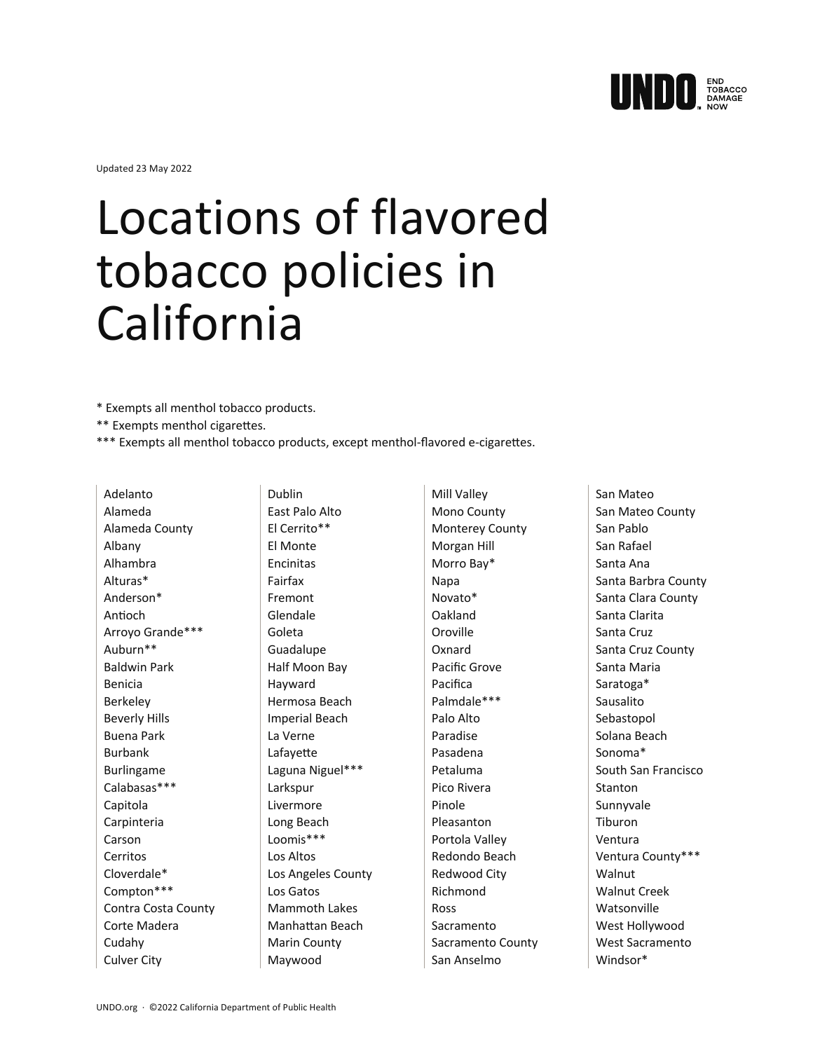Updated 23 May 2022

# Locations of flavored tobacco policies in California

* Exempts all menthol tobacco products.

** Exempts menthol cigarettes.

*** Exempts all menthol tobacco products, except menthol-flavored e-cigarettes.

Adelanto
Alameda
Alameda County
Albany
Alhambra
Alturas*
Anderson*
Antioch
Arroyo Grande***
Auburn**
Baldwin Park
Benicia
Berkeley
Beverly Hills
Buena Park
Burbank
Burlingame
Calabasas***
Capitola
Carpinteria
Carson
Cerritos
Cloverdale*
Compton***
Contra Costa County
Corte Madera
Cudahy
Culver City
Dublin
East Palo Alto
El Cerrito**
El Monte
Encinitas
Fairfax
Fremont
Glendale
Goleta
Guadalupe
Half Moon Bay
Hayward
Hermosa Beach
Imperial Beach
La Verne
Lafayette
Laguna Niguel***
Larkspur
Livermore
Long Beach
Loomis***
Los Altos
Los Angeles County
Los Gatos
Mammoth Lakes
Manhattan Beach
Marin County
Maywood
Mill Valley
Mono County
Monterey County
Morgan Hill
Morro Bay*
Napa
Novato*
Oakland
Oroville
Oxnard
Pacific Grove
Pacifica
Palmdale***
Palo Alto
Paradise
Pasadena
Petaluma
Pico Rivera
Pinole
Pleasanton
Portola Valley
Redondo Beach
Redwood City
Richmond
Ross
Sacramento
Sacramento County
San Anselmo
San Mateo
San Mateo County
San Pablo
San Rafael
Santa Ana
Santa Barbra County
Santa Clara County
Santa Clarita
Santa Cruz
Santa Cruz County
Santa Maria
Saratoga*
Sausalito
Sebastopol
Solana Beach
Sonoma*
South San Francisco
Stanton
Sunnyvale
Tiburon
Ventura
Ventura County***
Walnut
Walnut Creek
Watsonville
West Hollywood
West Sacramento
Windsor*

UNDO.org · ©2022 California Department of Public Health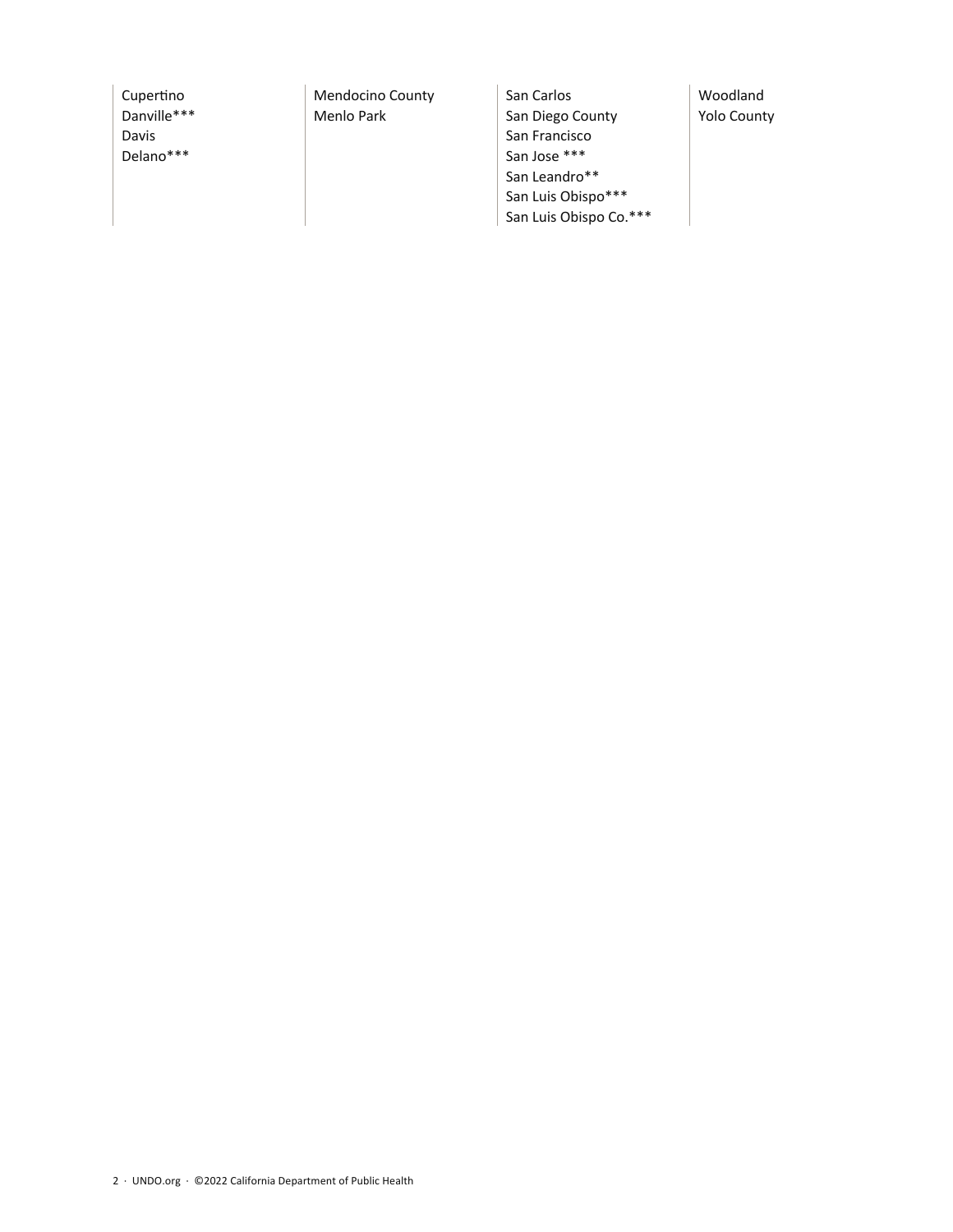Cupertino
Danville***
Davis
Delano***

Mendocino County
Menlo Park

San Carlos
San Diego County
San Francisco
San Jose ***
San Leandro**
San Luis Obispo***
San Luis Obispo Co.***

Woodland
Yolo County